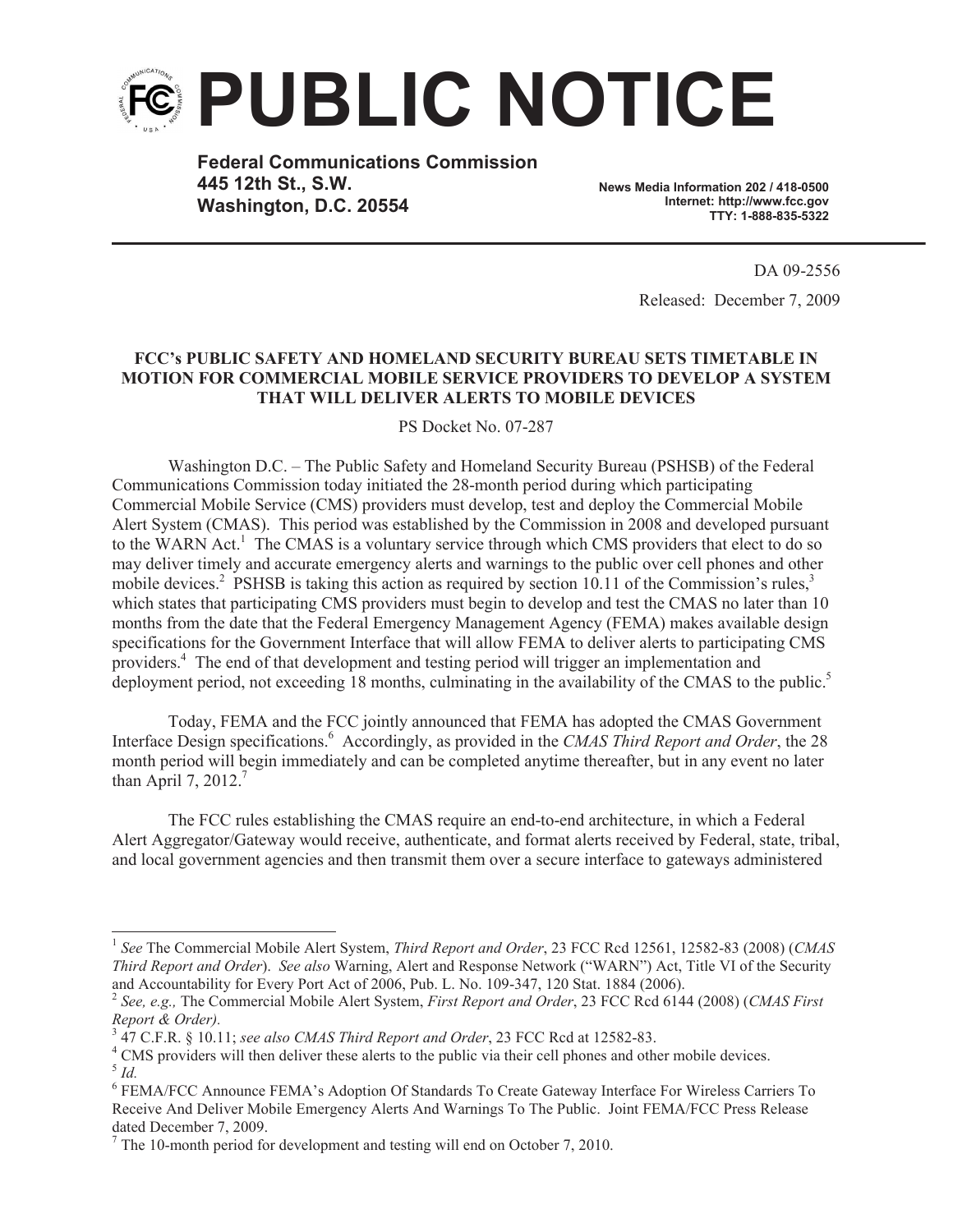# PUBLIC NOTICE

**Federal Communications Commission**
**445 12th St., S.W.**
**Washington, D.C. 20554**

**News Media Information 202 / 418-0500**
**Internet: http://www.fcc.gov**
**TTY: 1-888-835-5322**

DA 09-2556

Released: December 7, 2009

**FCC's PUBLIC SAFETY AND HOMELAND SECURITY BUREAU SETS TIMETABLE IN MOTION FOR COMMERCIAL MOBILE SERVICE PROVIDERS TO DEVELOP A SYSTEM THAT WILL DELIVER ALERTS TO MOBILE DEVICES**

PS Docket No. 07-287

Washington D.C. – The Public Safety and Homeland Security Bureau (PSHSB) of the Federal Communications Commission today initiated the 28-month period during which participating Commercial Mobile Service (CMS) providers must develop, test and deploy the Commercial Mobile Alert System (CMAS). This period was established by the Commission in 2008 and developed pursuant to the WARN Act.[1] The CMAS is a voluntary service through which CMS providers that elect to do so may deliver timely and accurate emergency alerts and warnings to the public over cell phones and other mobile devices.[2] PSHSB is taking this action as required by section 10.11 of the Commission's rules,[3] which states that participating CMS providers must begin to develop and test the CMAS no later than 10 months from the date that the Federal Emergency Management Agency (FEMA) makes available design specifications for the Government Interface that will allow FEMA to deliver alerts to participating CMS providers.[4] The end of that development and testing period will trigger an implementation and deployment period, not exceeding 18 months, culminating in the availability of the CMAS to the public.[5]

Today, FEMA and the FCC jointly announced that FEMA has adopted the CMAS Government Interface Design specifications.[6] Accordingly, as provided in the *CMAS Third Report and Order*, the 28 month period will begin immediately and can be completed anytime thereafter, but in any event no later than April 7, 2012.[7]

The FCC rules establishing the CMAS require an end-to-end architecture, in which a Federal Alert Aggregator/Gateway would receive, authenticate, and format alerts received by Federal, state, tribal, and local government agencies and then transmit them over a secure interface to gateways administered

---

[1] *See* The Commercial Mobile Alert System, *Third Report and Order*, 23 FCC Rcd 12561, 12582-83 (2008) (*CMAS Third Report and Order*). *See also* Warning, Alert and Response Network ("WARN") Act, Title VI of the Security and Accountability for Every Port Act of 2006, Pub. L. No. 109-347, 120 Stat. 1884 (2006).

[2] *See, e.g.,* The Commercial Mobile Alert System, *First Report and Order*, 23 FCC Rcd 6144 (2008) (*CMAS First Report & Order)*.

[3] 47 C.F.R. § 10.11; *see also CMAS Third Report and Order*, 23 FCC Rcd at 12582-83.

[4] CMS providers will then deliver these alerts to the public via their cell phones and other mobile devices.

[5] *Id.*

[6] FEMA/FCC Announce FEMA's Adoption Of Standards To Create Gateway Interface For Wireless Carriers To Receive And Deliver Mobile Emergency Alerts And Warnings To The Public. Joint FEMA/FCC Press Release dated December 7, 2009.

[7] The 10-month period for development and testing will end on October 7, 2010.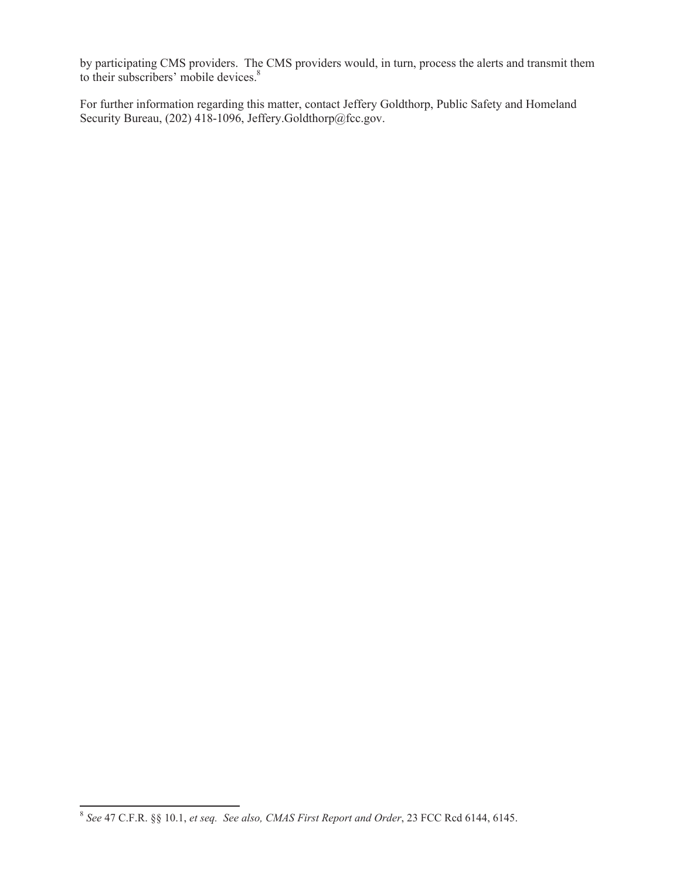by participating CMS providers. The CMS providers would, in turn, process the alerts and transmit them to their subscribers' mobile devices.[8]

For further information regarding this matter, contact Jeffery Goldthorp, Public Safety and Homeland Security Bureau, (202) 418-1096, Jeffery.Goldthorp@fcc.gov.

---

[8] *See* 47 C.F.R. §§ 10.1, *et seq. See also, CMAS First Report and Order*, 23 FCC Rcd 6144, 6145.